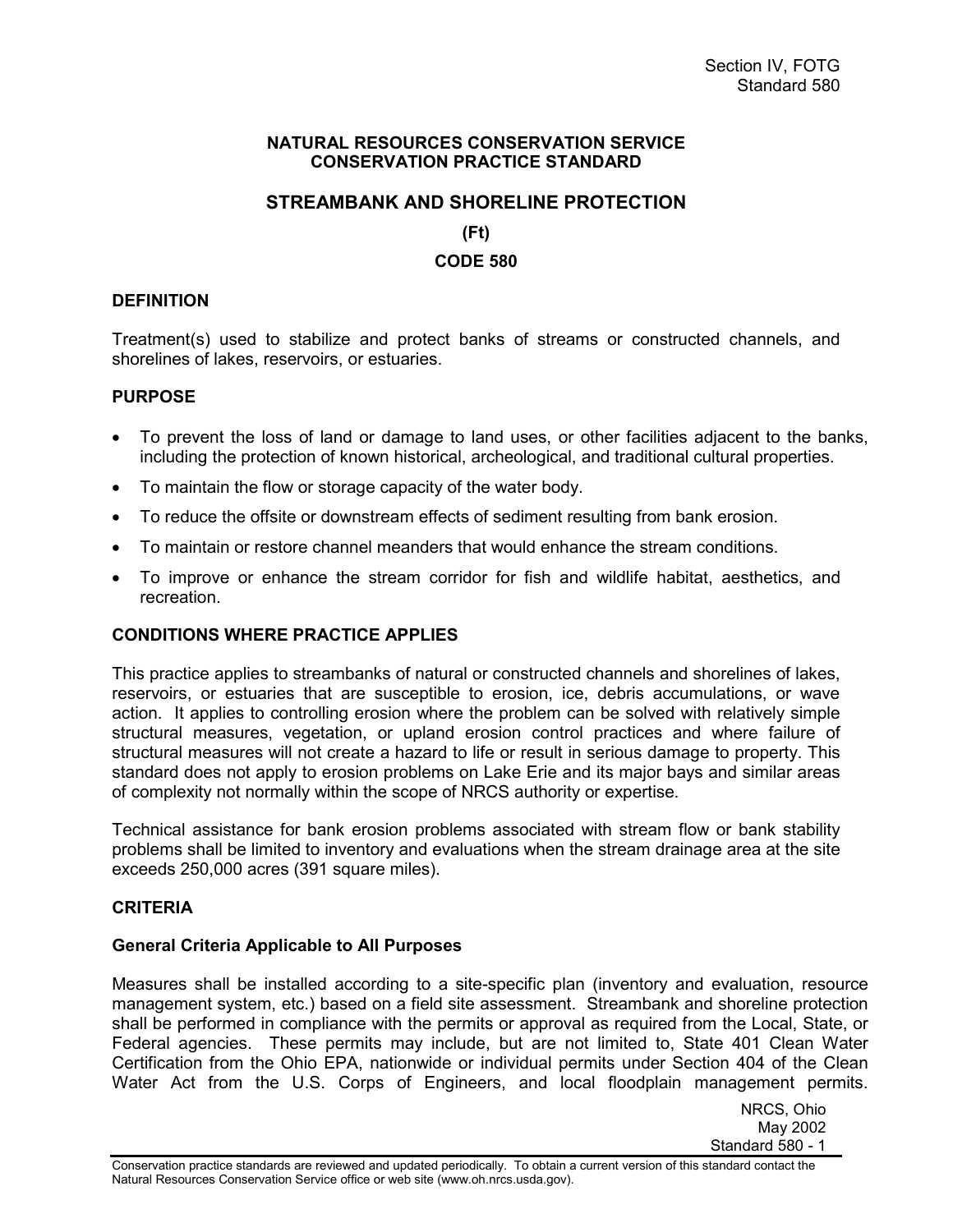# NATURAL RESOURCES CONSERVATION SERVICE CONSERVATION PRACTICE STANDARD

## STREAMBANK AND SHORELINE PROTECTION

**(Ft)**

**CODE 580**

### DEFINITION

Treatment(s) used to stabilize and protect banks of streams or constructed channels, and shorelines of lakes, reservoirs, or estuaries.

### PURPOSE

- To prevent the loss of land or damage to land uses, or other facilities adjacent to the banks, including the protection of known historical, archeological, and traditional cultural properties.
- To maintain the flow or storage capacity of the water body.
- To reduce the offsite or downstream effects of sediment resulting from bank erosion.
- To maintain or restore channel meanders that would enhance the stream conditions.
- To improve or enhance the stream corridor for fish and wildlife habitat, aesthetics, and recreation.

### CONDITIONS WHERE PRACTICE APPLIES

This practice applies to streambanks of natural or constructed channels and shorelines of lakes, reservoirs, or estuaries that are susceptible to erosion, ice, debris accumulations, or wave action. It applies to controlling erosion where the problem can be solved with relatively simple structural measures, vegetation, or upland erosion control practices and where failure of structural measures will not create a hazard to life or result in serious damage to property. This standard does not apply to erosion problems on Lake Erie and its major bays and similar areas of complexity not normally within the scope of NRCS authority or expertise.

Technical assistance for bank erosion problems associated with stream flow or bank stability problems shall be limited to inventory and evaluations when the stream drainage area at the site exceeds 250,000 acres (391 square miles).

### CRITERIA

#### General Criteria Applicable to All Purposes

Measures shall be installed according to a site-specific plan (inventory and evaluation, resource management system, etc.) based on a field site assessment. Streambank and shoreline protection shall be performed in compliance with the permits or approval as required from the Local, State, or Federal agencies. These permits may include, but are not limited to, State 401 Clean Water Certification from the Ohio EPA, nationwide or individual permits under Section 404 of the Clean Water Act from the U.S. Corps of Engineers, and local floodplain management permits.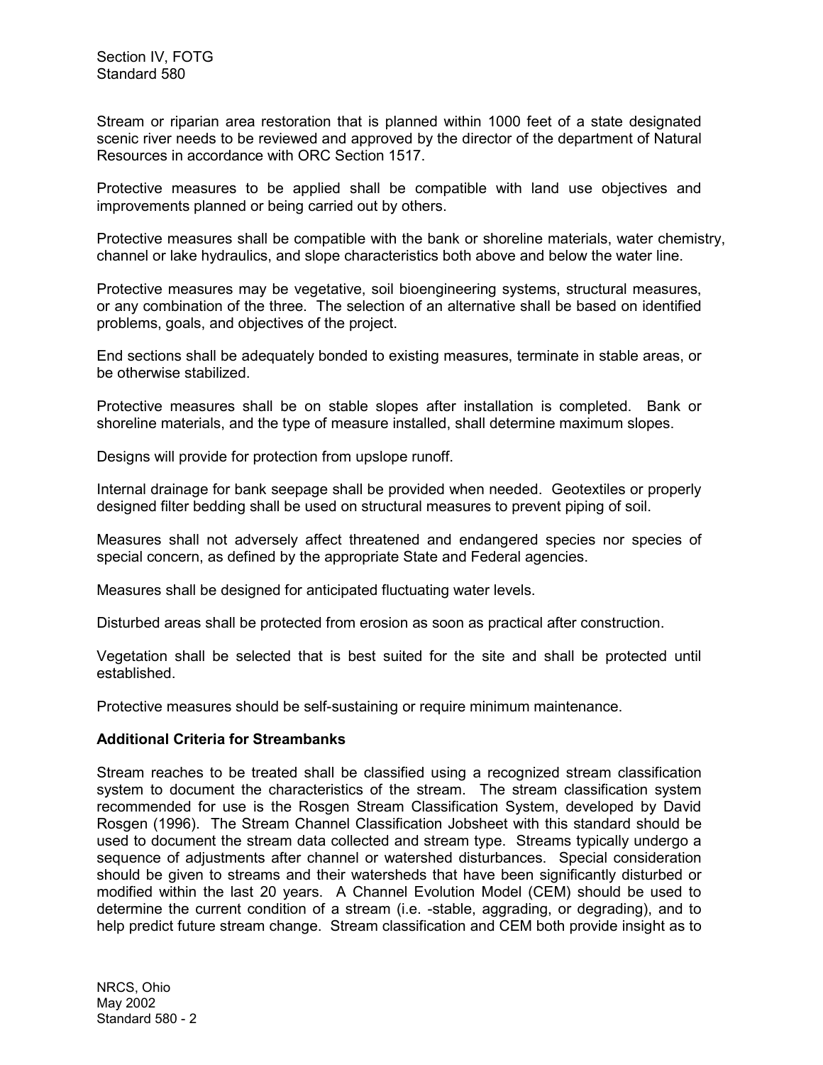Stream or riparian area restoration that is planned within 1000 feet of a state designated scenic river needs to be reviewed and approved by the director of the department of Natural Resources in accordance with ORC Section 1517.

Protective measures to be applied shall be compatible with land use objectives and improvements planned or being carried out by others.

Protective measures shall be compatible with the bank or shoreline materials, water chemistry, channel or lake hydraulics, and slope characteristics both above and below the water line.

Protective measures may be vegetative, soil bioengineering systems, structural measures, or any combination of the three. The selection of an alternative shall be based on identified problems, goals, and objectives of the project.

End sections shall be adequately bonded to existing measures, terminate in stable areas, or be otherwise stabilized.

Protective measures shall be on stable slopes after installation is completed. Bank or shoreline materials, and the type of measure installed, shall determine maximum slopes.

Designs will provide for protection from upslope runoff.

Internal drainage for bank seepage shall be provided when needed. Geotextiles or properly designed filter bedding shall be used on structural measures to prevent piping of soil.

Measures shall not adversely affect threatened and endangered species nor species of special concern, as defined by the appropriate State and Federal agencies.

Measures shall be designed for anticipated fluctuating water levels.

Disturbed areas shall be protected from erosion as soon as practical after construction.

Vegetation shall be selected that is best suited for the site and shall be protected until established.

Protective measures should be self-sustaining or require minimum maintenance.

**Additional Criteria for Streambanks**

Stream reaches to be treated shall be classified using a recognized stream classification system to document the characteristics of the stream. The stream classification system recommended for use is the Rosgen Stream Classification System, developed by David Rosgen (1996). The Stream Channel Classification Jobsheet with this standard should be used to document the stream data collected and stream type. Streams typically undergo a sequence of adjustments after channel or watershed disturbances. Special consideration should be given to streams and their watersheds that have been significantly disturbed or modified within the last 20 years. A Channel Evolution Model (CEM) should be used to determine the current condition of a stream (i.e. -stable, aggrading, or degrading), and to help predict future stream change. Stream classification and CEM both provide insight as to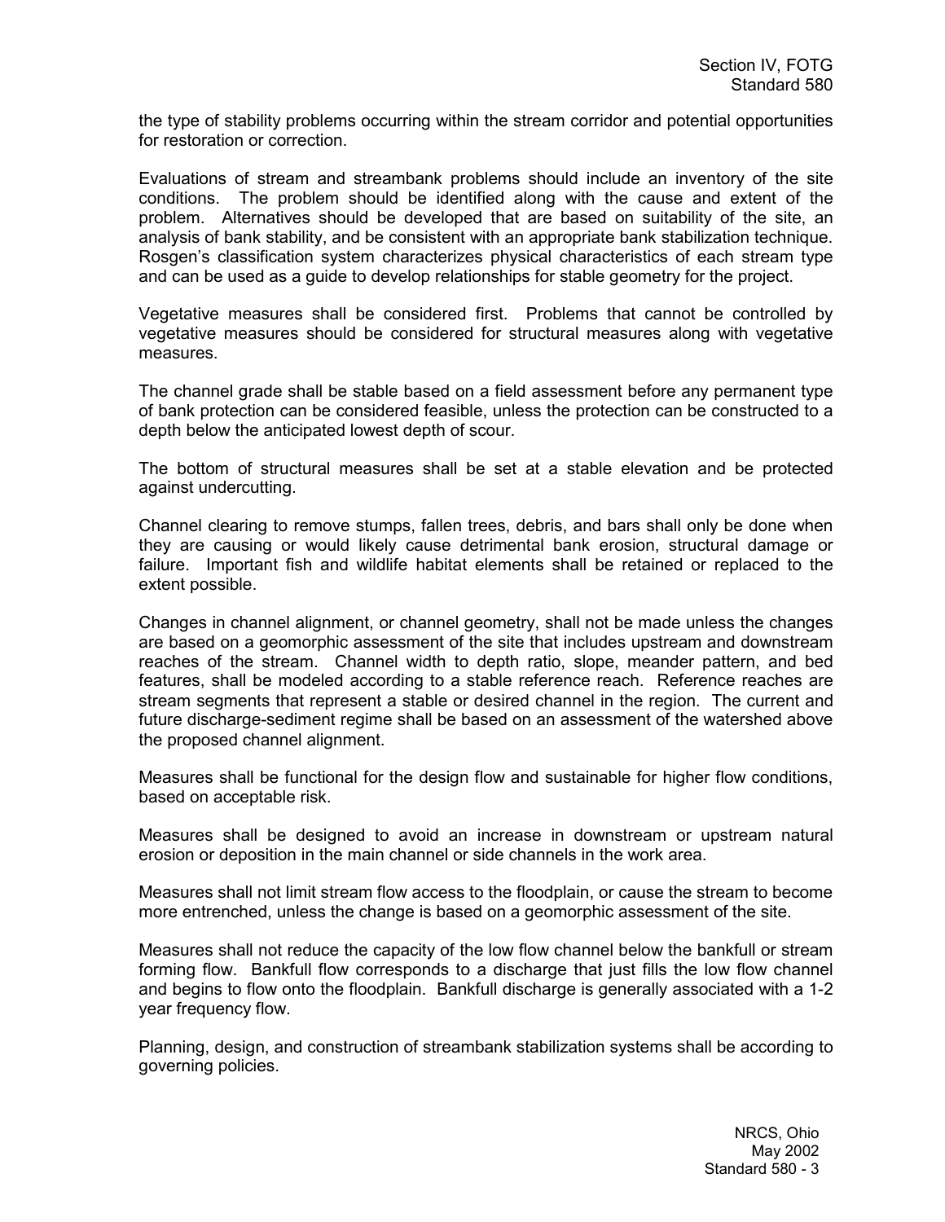the type of stability problems occurring within the stream corridor and potential opportunities for restoration or correction.

Evaluations of stream and streambank problems should include an inventory of the site conditions. The problem should be identified along with the cause and extent of the problem. Alternatives should be developed that are based on suitability of the site, an analysis of bank stability, and be consistent with an appropriate bank stabilization technique. Rosgen's classification system characterizes physical characteristics of each stream type and can be used as a guide to develop relationships for stable geometry for the project.

Vegetative measures shall be considered first. Problems that cannot be controlled by vegetative measures should be considered for structural measures along with vegetative measures.

The channel grade shall be stable based on a field assessment before any permanent type of bank protection can be considered feasible, unless the protection can be constructed to a depth below the anticipated lowest depth of scour.

The bottom of structural measures shall be set at a stable elevation and be protected against undercutting.

Channel clearing to remove stumps, fallen trees, debris, and bars shall only be done when they are causing or would likely cause detrimental bank erosion, structural damage or failure. Important fish and wildlife habitat elements shall be retained or replaced to the extent possible.

Changes in channel alignment, or channel geometry, shall not be made unless the changes are based on a geomorphic assessment of the site that includes upstream and downstream reaches of the stream. Channel width to depth ratio, slope, meander pattern, and bed features, shall be modeled according to a stable reference reach. Reference reaches are stream segments that represent a stable or desired channel in the region. The current and future discharge-sediment regime shall be based on an assessment of the watershed above the proposed channel alignment.

Measures shall be functional for the design flow and sustainable for higher flow conditions, based on acceptable risk.

Measures shall be designed to avoid an increase in downstream or upstream natural erosion or deposition in the main channel or side channels in the work area.

Measures shall not limit stream flow access to the floodplain, or cause the stream to become more entrenched, unless the change is based on a geomorphic assessment of the site.

Measures shall not reduce the capacity of the low flow channel below the bankfull or stream forming flow. Bankfull flow corresponds to a discharge that just fills the low flow channel and begins to flow onto the floodplain. Bankfull discharge is generally associated with a 1-2 year frequency flow.

Planning, design, and construction of streambank stabilization systems shall be according to governing policies.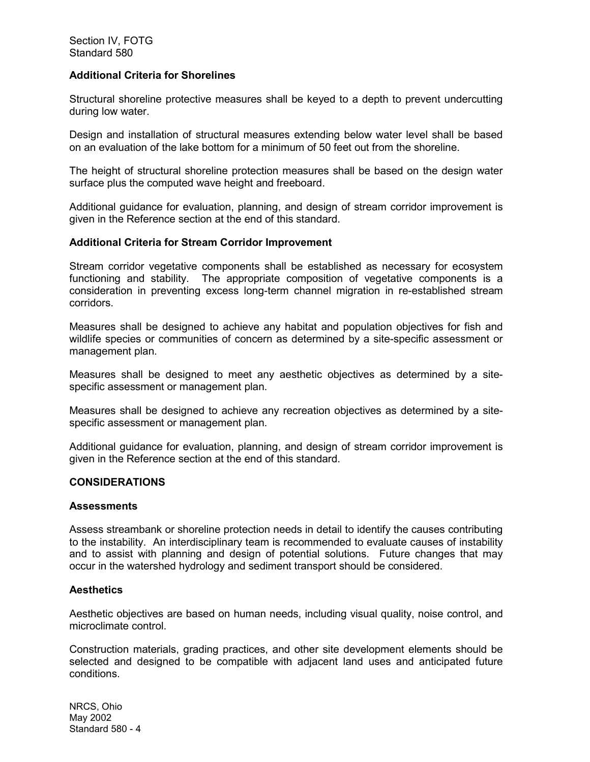### Additional Criteria for Shorelines

Structural shoreline protective measures shall be keyed to a depth to prevent undercutting during low water.

Design and installation of structural measures extending below water level shall be based on an evaluation of the lake bottom for a minimum of 50 feet out from the shoreline.

The height of structural shoreline protection measures shall be based on the design water surface plus the computed wave height and freeboard.

Additional guidance for evaluation, planning, and design of stream corridor improvement is given in the Reference section at the end of this standard.

### Additional Criteria for Stream Corridor Improvement

Stream corridor vegetative components shall be established as necessary for ecosystem functioning and stability. The appropriate composition of vegetative components is a consideration in preventing excess long-term channel migration in re-established stream corridors.

Measures shall be designed to achieve any habitat and population objectives for fish and wildlife species or communities of concern as determined by a site-specific assessment or management plan.

Measures shall be designed to meet any aesthetic objectives as determined by a site-specific assessment or management plan.

Measures shall be designed to achieve any recreation objectives as determined by a site-specific assessment or management plan.

Additional guidance for evaluation, planning, and design of stream corridor improvement is given in the Reference section at the end of this standard.

## CONSIDERATIONS

### Assessments

Assess streambank or shoreline protection needs in detail to identify the causes contributing to the instability. An interdisciplinary team is recommended to evaluate causes of instability and to assist with planning and design of potential solutions. Future changes that may occur in the watershed hydrology and sediment transport should be considered.

### Aesthetics

Aesthetic objectives are based on human needs, including visual quality, noise control, and microclimate control.

Construction materials, grading practices, and other site development elements should be selected and designed to be compatible with adjacent land uses and anticipated future conditions.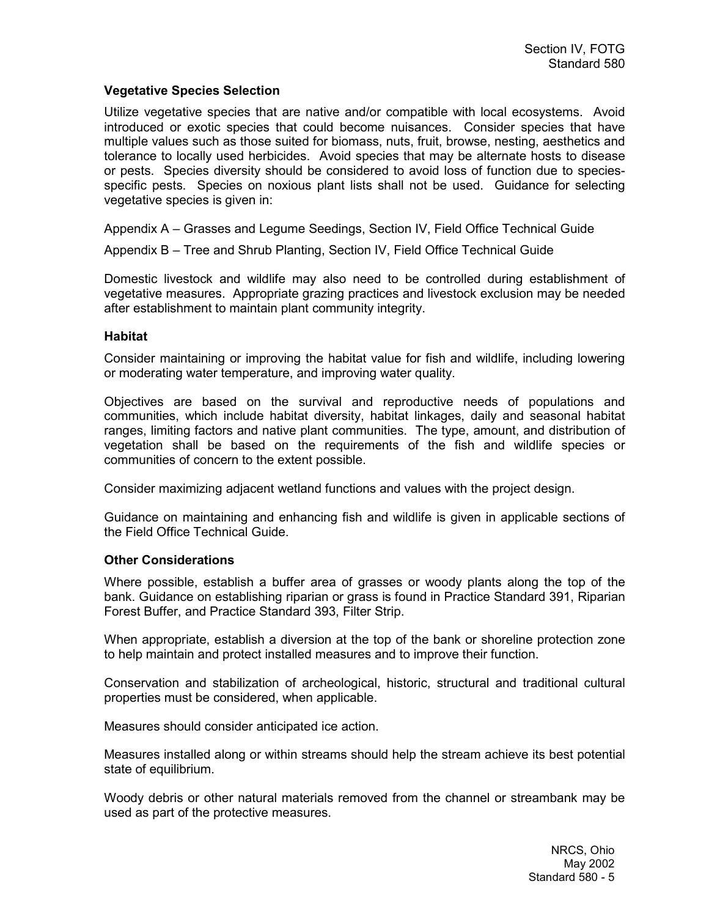### Vegetative Species Selection

Utilize vegetative species that are native and/or compatible with local ecosystems. Avoid introduced or exotic species that could become nuisances. Consider species that have multiple values such as those suited for biomass, nuts, fruit, browse, nesting, aesthetics and tolerance to locally used herbicides. Avoid species that may be alternate hosts to disease or pests. Species diversity should be considered to avoid loss of function due to species-specific pests. Species on noxious plant lists shall not be used. Guidance for selecting vegetative species is given in:

Appendix A – Grasses and Legume Seedings, Section IV, Field Office Technical Guide

Appendix B – Tree and Shrub Planting, Section IV, Field Office Technical Guide

Domestic livestock and wildlife may also need to be controlled during establishment of vegetative measures. Appropriate grazing practices and livestock exclusion may be needed after establishment to maintain plant community integrity.

### Habitat

Consider maintaining or improving the habitat value for fish and wildlife, including lowering or moderating water temperature, and improving water quality.

Objectives are based on the survival and reproductive needs of populations and communities, which include habitat diversity, habitat linkages, daily and seasonal habitat ranges, limiting factors and native plant communities. The type, amount, and distribution of vegetation shall be based on the requirements of the fish and wildlife species or communities of concern to the extent possible.

Consider maximizing adjacent wetland functions and values with the project design.

Guidance on maintaining and enhancing fish and wildlife is given in applicable sections of the Field Office Technical Guide.

### Other Considerations

Where possible, establish a buffer area of grasses or woody plants along the top of the bank. Guidance on establishing riparian or grass is found in Practice Standard 391, Riparian Forest Buffer, and Practice Standard 393, Filter Strip.

When appropriate, establish a diversion at the top of the bank or shoreline protection zone to help maintain and protect installed measures and to improve their function.

Conservation and stabilization of archeological, historic, structural and traditional cultural properties must be considered, when applicable.

Measures should consider anticipated ice action.

Measures installed along or within streams should help the stream achieve its best potential state of equilibrium.

Woody debris or other natural materials removed from the channel or streambank may be used as part of the protective measures.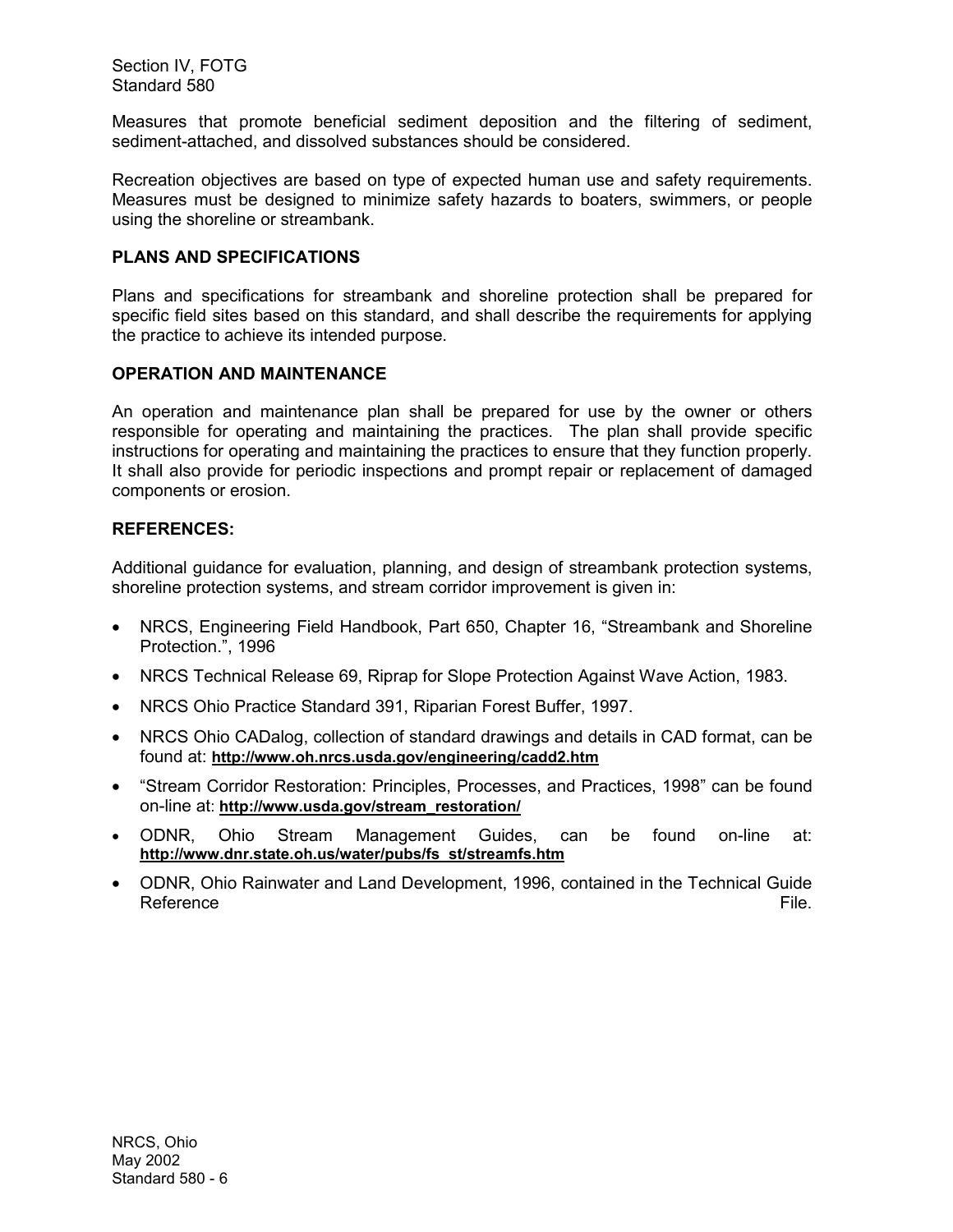Measures that promote beneficial sediment deposition and the filtering of sediment, sediment-attached, and dissolved substances should be considered.

Recreation objectives are based on type of expected human use and safety requirements. Measures must be designed to minimize safety hazards to boaters, swimmers, or people using the shoreline or streambank.

## PLANS AND SPECIFICATIONS

Plans and specifications for streambank and shoreline protection shall be prepared for specific field sites based on this standard, and shall describe the requirements for applying the practice to achieve its intended purpose.

## OPERATION AND MAINTENANCE

An operation and maintenance plan shall be prepared for use by the owner or others responsible for operating and maintaining the practices. The plan shall provide specific instructions for operating and maintaining the practices to ensure that they function properly. It shall also provide for periodic inspections and prompt repair or replacement of damaged components or erosion.

## REFERENCES:

Additional guidance for evaluation, planning, and design of streambank protection systems, shoreline protection systems, and stream corridor improvement is given in:

- NRCS, Engineering Field Handbook, Part 650, Chapter 16, "Streambank and Shoreline Protection.", 1996
- NRCS Technical Release 69, Riprap for Slope Protection Against Wave Action, 1983.
- NRCS Ohio Practice Standard 391, Riparian Forest Buffer, 1997.
- NRCS Ohio CADalog, collection of standard drawings and details in CAD format, can be found at: **http://www.oh.nrcs.usda.gov/engineering/cadd2.htm**
- "Stream Corridor Restoration: Principles, Processes, and Practices, 1998" can be found on-line at: **http://www.usda.gov/stream_restoration/**
- ODNR, Ohio Stream Management Guides, can be found on-line at: **http://www.dnr.state.oh.us/water/pubs/fs_st/streamfs.htm**
- ODNR, Ohio Rainwater and Land Development, 1996, contained in the Technical Guide Reference File.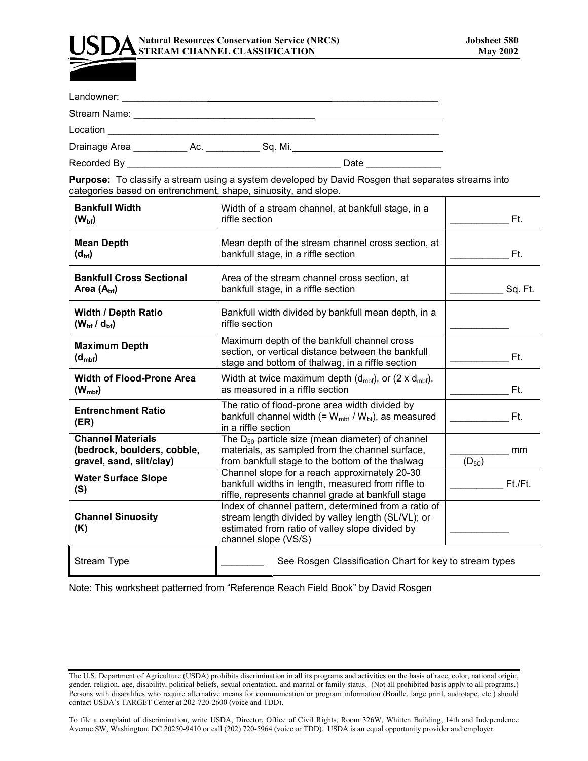**Natural Resources Conservation Service (NRCS)**
**STREAM CHANNEL CLASSIFICATION**

**Jobsheet 580**
**May 2002**

Landowner: ____________________________________________________________

Stream Name: __________________________________________________________

Location ______________________________________________________________

Drainage Area __________ Ac. __________ Sq. Mi. ____________________________

Recorded By ________________________________________ Date ______________

**Purpose:** To classify a stream using a system developed by David Rosgen that separates streams into categories based on entrenchment, shape, sinuosity, and slope.

| | | |
|---|---|---|
| **Bankfull Width ($W_{bf}$)** | Width of a stream channel, at bankfull stage, in a riffle section | ___________ Ft. |
| **Mean Depth ($d_{bf}$)** | Mean depth of the stream channel cross section, at bankfull stage, in a riffle section | ___________ Ft. |
| **Bankfull Cross Sectional Area ($A_{bf}$)** | Area of the stream channel cross section, at bankfull stage, in a riffle section | __________ Sq. Ft. |
| **Width / Depth Ratio ($W_{bf}$ / $d_{bf}$)** | Bankfull width divided by bankfull mean depth, in a riffle section | ___________ |
| **Maximum Depth ($d_{mbf}$)** | Maximum depth of the bankfull channel cross section, or vertical distance between the bankfull stage and bottom of thalwag, in a riffle section | ___________ Ft. |
| **Width of Flood-Prone Area ($W_{mbf}$)** | Width at twice maximum depth ($d_{mbf}$), or (2 x $d_{mbf}$), as measured in a riffle section | ___________ Ft. |
| **Entrenchment Ratio (ER)** | The ratio of flood-prone area width divided by bankfull channel width (= $W_{mbf}$ / $W_{bf}$), as measured in a riffle section | ___________ Ft. |
| **Channel Materials (bedrock, boulders, cobble, gravel, sand, silt/clay)** | The $D_{50}$ particle size (mean diameter) of channel materials, as sampled from the channel surface, from bankfull stage to the bottom of the thalwag | ___________ mm ($D_{50}$) |
| **Water Surface Slope (S)** | Channel slope for a reach approximately 20-30 bankfull widths in length, measured from riffle to riffle, represents channel grade at bankfull stage | __________ Ft./Ft. |
| **Channel Sinuosity (K)** | Index of channel pattern, determined from a ratio of stream length divided by valley length (SL/VL); or estimated from ratio of valley slope divided by channel slope (VS/S) | ___________ |

| | | |
|---|---|---|
| Stream Type | ________ | See Rosgen Classification Chart for key to stream types |

Note: This worksheet patterned from "Reference Reach Field Book" by David Rosgen

The U.S. Department of Agriculture (USDA) prohibits discrimination in all its programs and activities on the basis of race, color, national origin, gender, religion, age, disability, political beliefs, sexual orientation, and marital or family status. (Not all prohibited basis apply to all programs.) Persons with disabilities who require alternative means for communication or program information (Braille, large print, audiotape, etc.) should contact USDA's TARGET Center at 202-720-2600 (voice and TDD).

To file a complaint of discrimination, write USDA, Director, Office of Civil Rights, Room 326W, Whitten Building, 14th and Independence Avenue SW, Washington, DC 20250-9410 or call (202) 720-5964 (voice or TDD). USDA is an equal opportunity provider and employer.